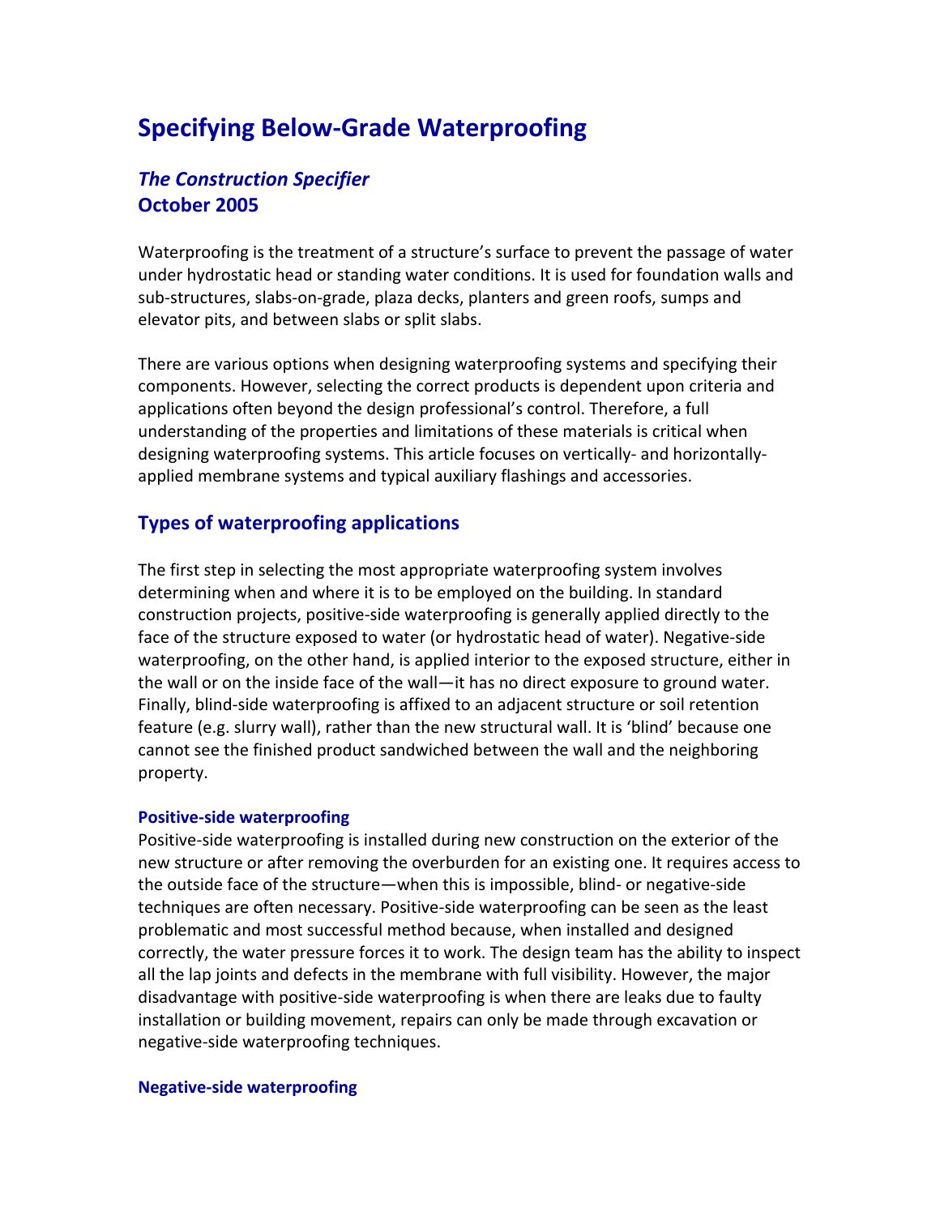# Specifying Below-Grade Waterproofing

## *The Construction Specifier*
## October 2005

Waterproofing is the treatment of a structure's surface to prevent the passage of water under hydrostatic head or standing water conditions. It is used for foundation walls and sub-structures, slabs-on-grade, plaza decks, planters and green roofs, sumps and elevator pits, and between slabs or split slabs.

There are various options when designing waterproofing systems and specifying their components. However, selecting the correct products is dependent upon criteria and applications often beyond the design professional's control. Therefore, a full understanding of the properties and limitations of these materials is critical when designing waterproofing systems. This article focuses on vertically- and horizontally-applied membrane systems and typical auxiliary flashings and accessories.

## Types of waterproofing applications

The first step in selecting the most appropriate waterproofing system involves determining when and where it is to be employed on the building. In standard construction projects, positive-side waterproofing is generally applied directly to the face of the structure exposed to water (or hydrostatic head of water). Negative-side waterproofing, on the other hand, is applied interior to the exposed structure, either in the wall or on the inside face of the wall—it has no direct exposure to ground water. Finally, blind-side waterproofing is affixed to an adjacent structure or soil retention feature (e.g. slurry wall), rather than the new structural wall. It is 'blind' because one cannot see the finished product sandwiched between the wall and the neighboring property.

#### Positive-side waterproofing

Positive-side waterproofing is installed during new construction on the exterior of the new structure or after removing the overburden for an existing one. It requires access to the outside face of the structure—when this is impossible, blind- or negative-side techniques are often necessary. Positive-side waterproofing can be seen as the least problematic and most successful method because, when installed and designed correctly, the water pressure forces it to work. The design team has the ability to inspect all the lap joints and defects in the membrane with full visibility. However, the major disadvantage with positive-side waterproofing is when there are leaks due to faulty installation or building movement, repairs can only be made through excavation or negative-side waterproofing techniques.

#### Negative-side waterproofing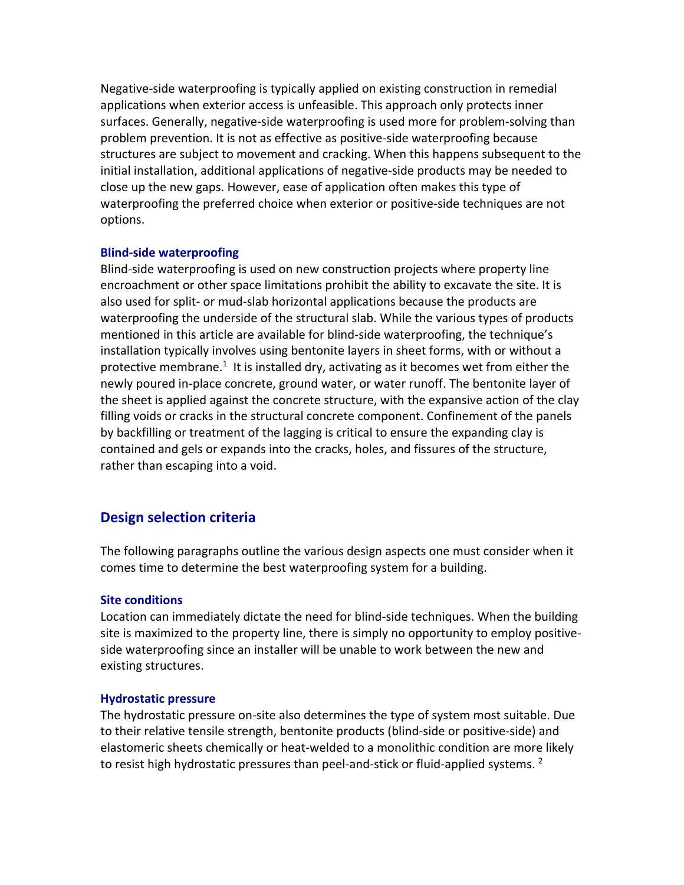Negative-side waterproofing is typically applied on existing construction in remedial applications when exterior access is unfeasible. This approach only protects inner surfaces. Generally, negative-side waterproofing is used more for problem-solving than problem prevention. It is not as effective as positive-side waterproofing because structures are subject to movement and cracking. When this happens subsequent to the initial installation, additional applications of negative-side products may be needed to close up the new gaps. However, ease of application often makes this type of waterproofing the preferred choice when exterior or positive-side techniques are not options.

### Blind-side waterproofing

Blind-side waterproofing is used on new construction projects where property line encroachment or other space limitations prohibit the ability to excavate the site. It is also used for split- or mud-slab horizontal applications because the products are waterproofing the underside of the structural slab. While the various types of products mentioned in this article are available for blind-side waterproofing, the technique's installation typically involves using bentonite layers in sheet forms, with or without a protective membrane.[1] It is installed dry, activating as it becomes wet from either the newly poured in-place concrete, ground water, or water runoff. The bentonite layer of the sheet is applied against the concrete structure, with the expansive action of the clay filling voids or cracks in the structural concrete component. Confinement of the panels by backfilling or treatment of the lagging is critical to ensure the expanding clay is contained and gels or expands into the cracks, holes, and fissures of the structure, rather than escaping into a void.

## Design selection criteria

The following paragraphs outline the various design aspects one must consider when it comes time to determine the best waterproofing system for a building.

### Site conditions

Location can immediately dictate the need for blind-side techniques. When the building site is maximized to the property line, there is simply no opportunity to employ positive-side waterproofing since an installer will be unable to work between the new and existing structures.

### Hydrostatic pressure

The hydrostatic pressure on-site also determines the type of system most suitable. Due to their relative tensile strength, bentonite products (blind-side or positive-side) and elastomeric sheets chemically or heat-welded to a monolithic condition are more likely to resist high hydrostatic pressures than peel-and-stick or fluid-applied systems. [2]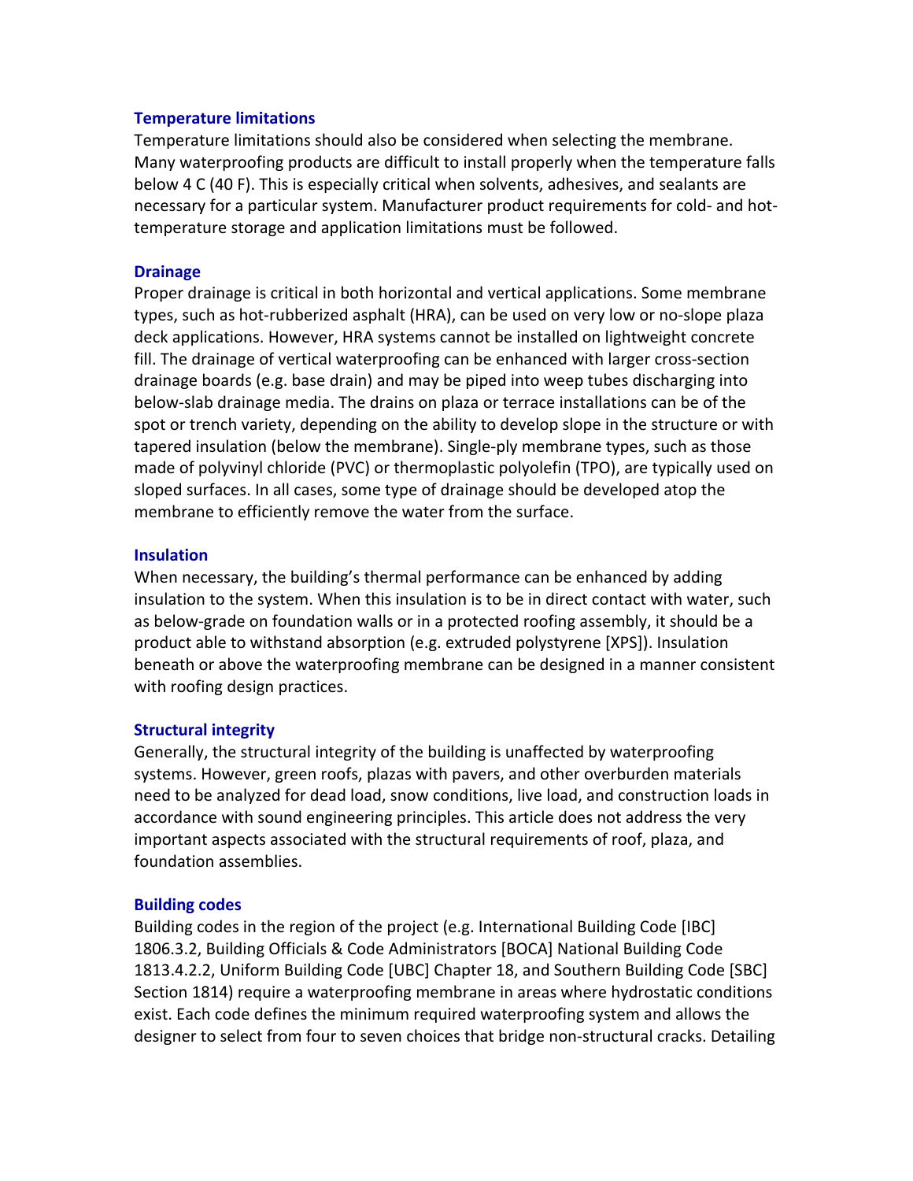### Temperature limitations

Temperature limitations should also be considered when selecting the membrane. Many waterproofing products are difficult to install properly when the temperature falls below 4 C (40 F). This is especially critical when solvents, adhesives, and sealants are necessary for a particular system. Manufacturer product requirements for cold- and hot-temperature storage and application limitations must be followed.

### Drainage

Proper drainage is critical in both horizontal and vertical applications. Some membrane types, such as hot-rubberized asphalt (HRA), can be used on very low or no-slope plaza deck applications. However, HRA systems cannot be installed on lightweight concrete fill. The drainage of vertical waterproofing can be enhanced with larger cross-section drainage boards (e.g. base drain) and may be piped into weep tubes discharging into below-slab drainage media. The drains on plaza or terrace installations can be of the spot or trench variety, depending on the ability to develop slope in the structure or with tapered insulation (below the membrane). Single-ply membrane types, such as those made of polyvinyl chloride (PVC) or thermoplastic polyolefin (TPO), are typically used on sloped surfaces. In all cases, some type of drainage should be developed atop the membrane to efficiently remove the water from the surface.

### Insulation

When necessary, the building's thermal performance can be enhanced by adding insulation to the system. When this insulation is to be in direct contact with water, such as below-grade on foundation walls or in a protected roofing assembly, it should be a product able to withstand absorption (e.g. extruded polystyrene [XPS]). Insulation beneath or above the waterproofing membrane can be designed in a manner consistent with roofing design practices.

### Structural integrity

Generally, the structural integrity of the building is unaffected by waterproofing systems. However, green roofs, plazas with pavers, and other overburden materials need to be analyzed for dead load, snow conditions, live load, and construction loads in accordance with sound engineering principles. This article does not address the very important aspects associated with the structural requirements of roof, plaza, and foundation assemblies.

### Building codes

Building codes in the region of the project (e.g. International Building Code [IBC] 1806.3.2, Building Officials & Code Administrators [BOCA] National Building Code 1813.4.2.2, Uniform Building Code [UBC] Chapter 18, and Southern Building Code [SBC] Section 1814) require a waterproofing membrane in areas where hydrostatic conditions exist. Each code defines the minimum required waterproofing system and allows the designer to select from four to seven choices that bridge non-structural cracks. Detailing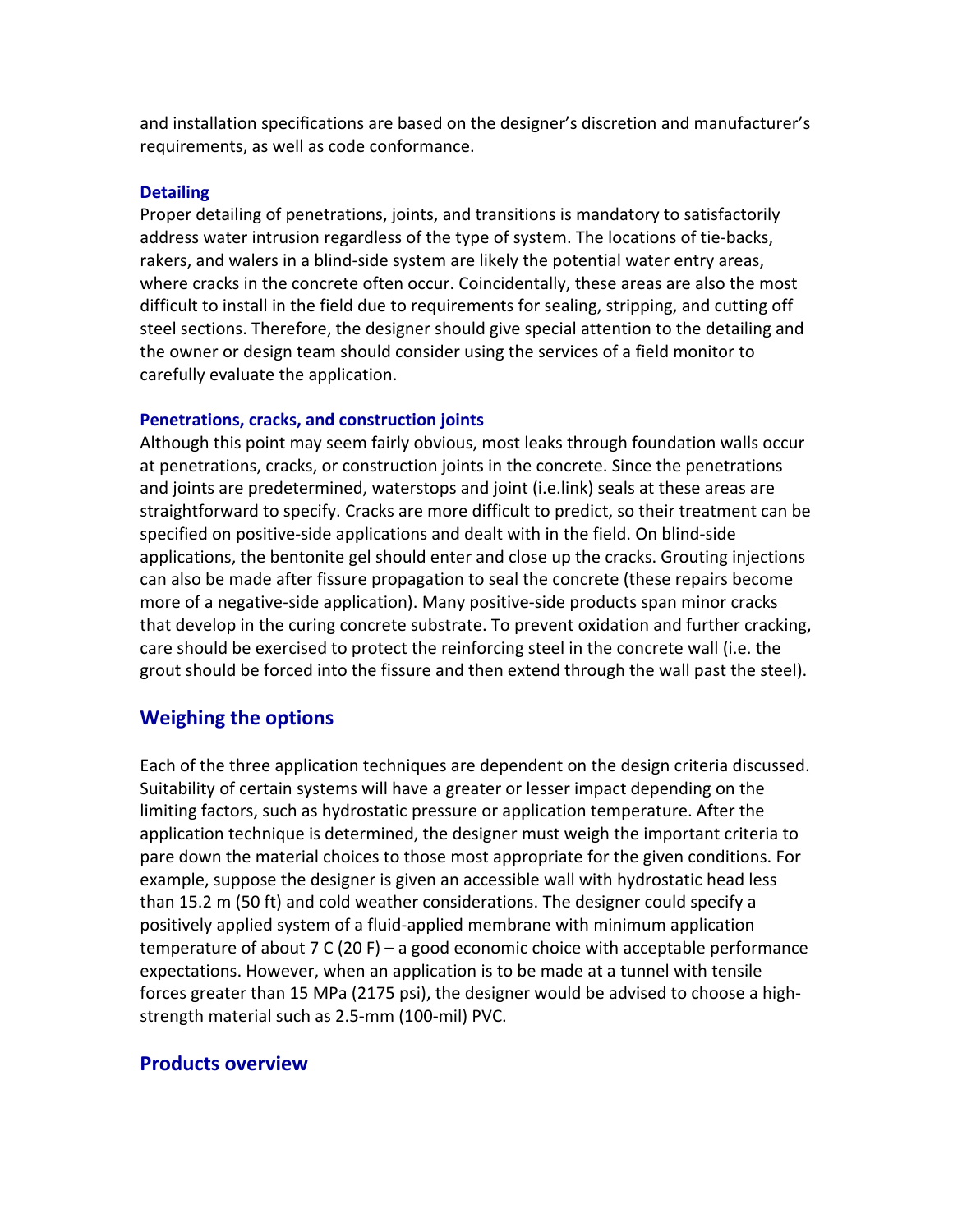and installation specifications are based on the designer's discretion and manufacturer's requirements, as well as code conformance.

### Detailing

Proper detailing of penetrations, joints, and transitions is mandatory to satisfactorily address water intrusion regardless of the type of system. The locations of tie-backs, rakers, and walers in a blind-side system are likely the potential water entry areas, where cracks in the concrete often occur. Coincidentally, these areas are also the most difficult to install in the field due to requirements for sealing, stripping, and cutting off steel sections. Therefore, the designer should give special attention to the detailing and the owner or design team should consider using the services of a field monitor to carefully evaluate the application.

### Penetrations, cracks, and construction joints

Although this point may seem fairly obvious, most leaks through foundation walls occur at penetrations, cracks, or construction joints in the concrete. Since the penetrations and joints are predetermined, waterstops and joint (i.e.link) seals at these areas are straightforward to specify. Cracks are more difficult to predict, so their treatment can be specified on positive-side applications and dealt with in the field. On blind-side applications, the bentonite gel should enter and close up the cracks. Grouting injections can also be made after fissure propagation to seal the concrete (these repairs become more of a negative-side application). Many positive-side products span minor cracks that develop in the curing concrete substrate. To prevent oxidation and further cracking, care should be exercised to protect the reinforcing steel in the concrete wall (i.e. the grout should be forced into the fissure and then extend through the wall past the steel).

## Weighing the options

Each of the three application techniques are dependent on the design criteria discussed. Suitability of certain systems will have a greater or lesser impact depending on the limiting factors, such as hydrostatic pressure or application temperature. After the application technique is determined, the designer must weigh the important criteria to pare down the material choices to those most appropriate for the given conditions. For example, suppose the designer is given an accessible wall with hydrostatic head less than 15.2 m (50 ft) and cold weather considerations. The designer could specify a positively applied system of a fluid-applied membrane with minimum application temperature of about 7 C (20 F) – a good economic choice with acceptable performance expectations. However, when an application is to be made at a tunnel with tensile forces greater than 15 MPa (2175 psi), the designer would be advised to choose a high-strength material such as 2.5-mm (100-mil) PVC.

## Products overview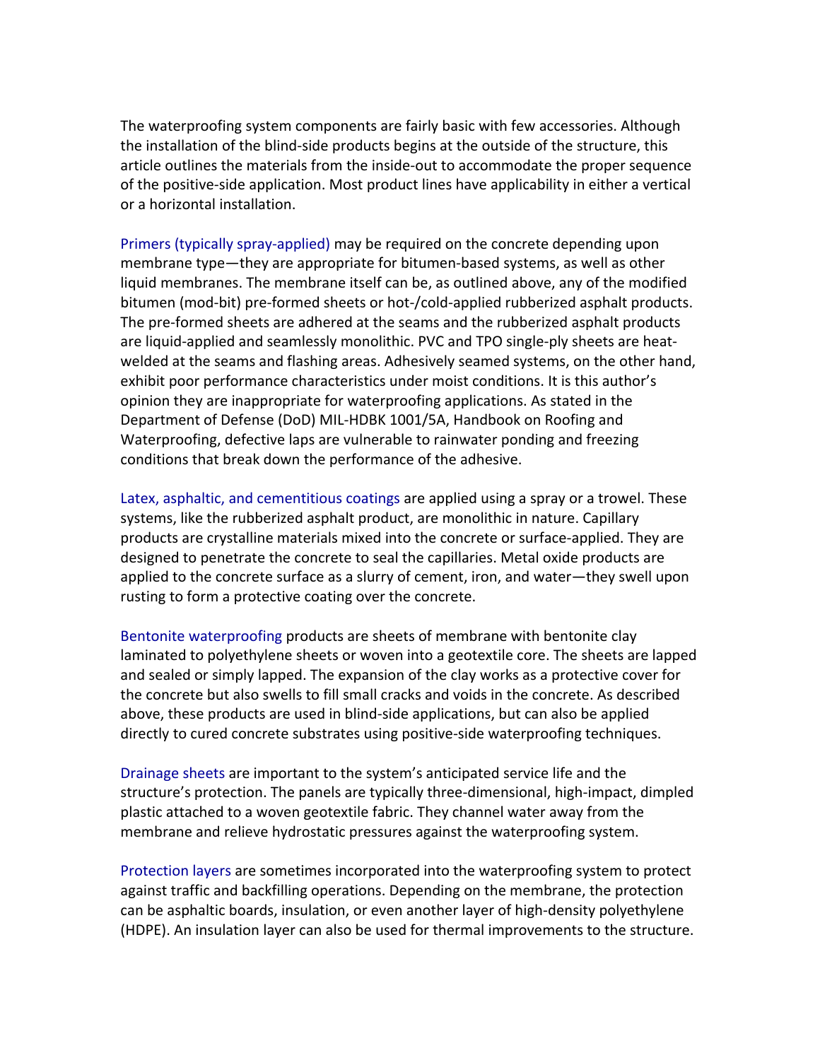The waterproofing system components are fairly basic with few accessories. Although the installation of the blind-side products begins at the outside of the structure, this article outlines the materials from the inside-out to accommodate the proper sequence of the positive-side application. Most product lines have applicability in either a vertical or a horizontal installation.

Primers (typically spray-applied) may be required on the concrete depending upon membrane type—they are appropriate for bitumen-based systems, as well as other liquid membranes. The membrane itself can be, as outlined above, any of the modified bitumen (mod-bit) pre-formed sheets or hot-/cold-applied rubberized asphalt products. The pre-formed sheets are adhered at the seams and the rubberized asphalt products are liquid-applied and seamlessly monolithic. PVC and TPO single-ply sheets are heat-welded at the seams and flashing areas. Adhesively seamed systems, on the other hand, exhibit poor performance characteristics under moist conditions. It is this author's opinion they are inappropriate for waterproofing applications. As stated in the Department of Defense (DoD) MIL-HDBK 1001/5A, Handbook on Roofing and Waterproofing, defective laps are vulnerable to rainwater ponding and freezing conditions that break down the performance of the adhesive.

Latex, asphaltic, and cementitious coatings are applied using a spray or a trowel. These systems, like the rubberized asphalt product, are monolithic in nature. Capillary products are crystalline materials mixed into the concrete or surface-applied. They are designed to penetrate the concrete to seal the capillaries. Metal oxide products are applied to the concrete surface as a slurry of cement, iron, and water—they swell upon rusting to form a protective coating over the concrete.

Bentonite waterproofing products are sheets of membrane with bentonite clay laminated to polyethylene sheets or woven into a geotextile core. The sheets are lapped and sealed or simply lapped. The expansion of the clay works as a protective cover for the concrete but also swells to fill small cracks and voids in the concrete. As described above, these products are used in blind-side applications, but can also be applied directly to cured concrete substrates using positive-side waterproofing techniques.

Drainage sheets are important to the system's anticipated service life and the structure's protection. The panels are typically three-dimensional, high-impact, dimpled plastic attached to a woven geotextile fabric. They channel water away from the membrane and relieve hydrostatic pressures against the waterproofing system.

Protection layers are sometimes incorporated into the waterproofing system to protect against traffic and backfilling operations. Depending on the membrane, the protection can be asphaltic boards, insulation, or even another layer of high-density polyethylene (HDPE). An insulation layer can also be used for thermal improvements to the structure.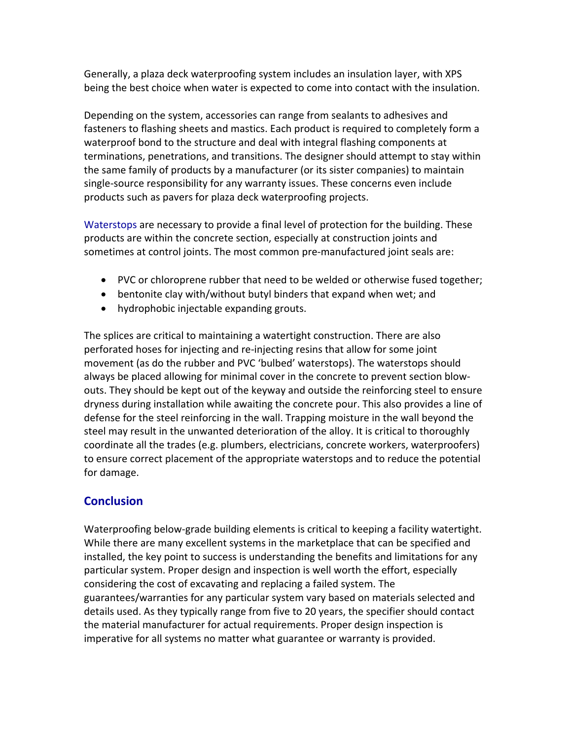Generally, a plaza deck waterproofing system includes an insulation layer, with XPS being the best choice when water is expected to come into contact with the insulation.

Depending on the system, accessories can range from sealants to adhesives and fasteners to flashing sheets and mastics. Each product is required to completely form a waterproof bond to the structure and deal with integral flashing components at terminations, penetrations, and transitions. The designer should attempt to stay within the same family of products by a manufacturer (or its sister companies) to maintain single-source responsibility for any warranty issues. These concerns even include products such as pavers for plaza deck waterproofing projects.

Waterstops are necessary to provide a final level of protection for the building. These products are within the concrete section, especially at construction joints and sometimes at control joints. The most common pre-manufactured joint seals are:

- PVC or chloroprene rubber that need to be welded or otherwise fused together;
- bentonite clay with/without butyl binders that expand when wet; and
- hydrophobic injectable expanding grouts.

The splices are critical to maintaining a watertight construction. There are also perforated hoses for injecting and re-injecting resins that allow for some joint movement (as do the rubber and PVC 'bulbed' waterstops). The waterstops should always be placed allowing for minimal cover in the concrete to prevent section blow-outs. They should be kept out of the keyway and outside the reinforcing steel to ensure dryness during installation while awaiting the concrete pour. This also provides a line of defense for the steel reinforcing in the wall. Trapping moisture in the wall beyond the steel may result in the unwanted deterioration of the alloy. It is critical to thoroughly coordinate all the trades (e.g. plumbers, electricians, concrete workers, waterproofers) to ensure correct placement of the appropriate waterstops and to reduce the potential for damage.

## Conclusion

Waterproofing below-grade building elements is critical to keeping a facility watertight. While there are many excellent systems in the marketplace that can be specified and installed, the key point to success is understanding the benefits and limitations for any particular system. Proper design and inspection is well worth the effort, especially considering the cost of excavating and replacing a failed system. The guarantees/warranties for any particular system vary based on materials selected and details used. As they typically range from five to 20 years, the specifier should contact the material manufacturer for actual requirements. Proper design inspection is imperative for all systems no matter what guarantee or warranty is provided.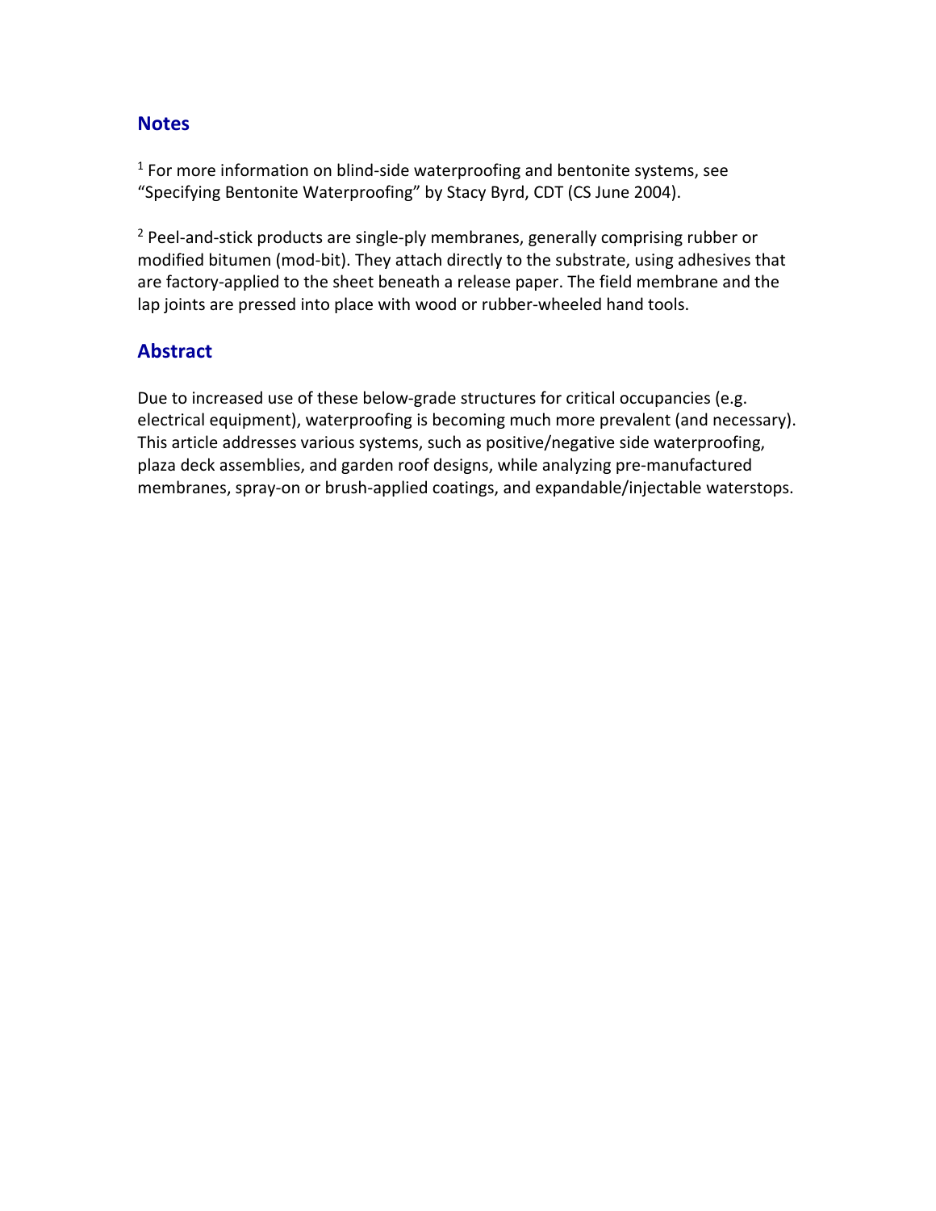## Notes

[1] For more information on blind-side waterproofing and bentonite systems, see "Specifying Bentonite Waterproofing" by Stacy Byrd, CDT (CS June 2004).

[2] Peel-and-stick products are single-ply membranes, generally comprising rubber or modified bitumen (mod-bit). They attach directly to the substrate, using adhesives that are factory-applied to the sheet beneath a release paper. The field membrane and the lap joints are pressed into place with wood or rubber-wheeled hand tools.

## Abstract

Due to increased use of these below-grade structures for critical occupancies (e.g. electrical equipment), waterproofing is becoming much more prevalent (and necessary). This article addresses various systems, such as positive/negative side waterproofing, plaza deck assemblies, and garden roof designs, while analyzing pre-manufactured membranes, spray-on or brush-applied coatings, and expandable/injectable waterstops.